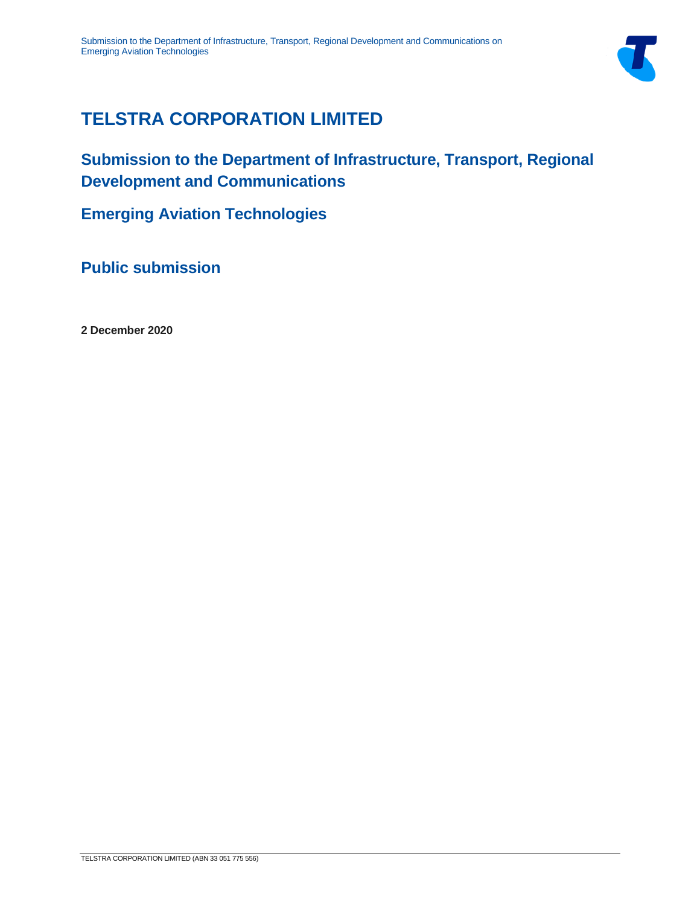# TELSTRA CORPORATION LIMITED

## Submission to the Department of Infrastructure, Transport, Regional Development and Communications

## Emerging Aviation Technologies

## Public submission

**2 December 2020**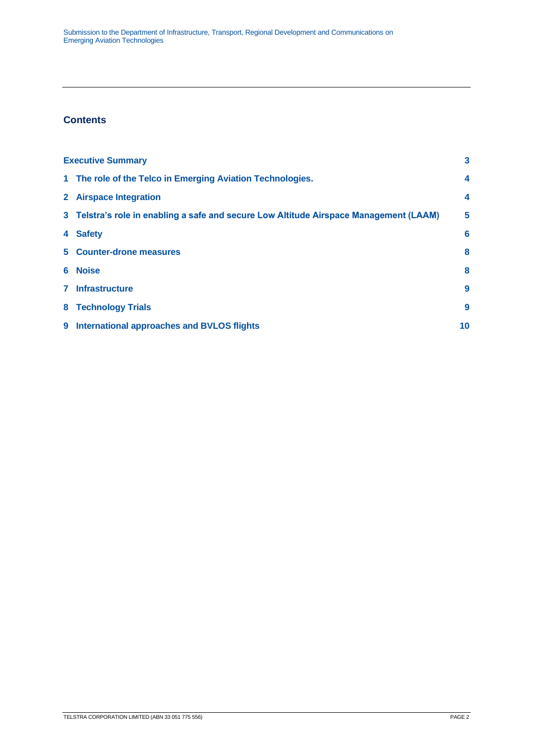## Contents

| | |
|---|---|
| **Executive Summary** | **3** |
| **1 The role of the Telco in Emerging Aviation Technologies.** | **4** |
| **2 Airspace Integration** | **4** |
| **3 Telstra's role in enabling a safe and secure Low Altitude Airspace Management (LAAM)** | **5** |
| **4 Safety** | **6** |
| **5 Counter-drone measures** | **8** |
| **6 Noise** | **8** |
| **7 Infrastructure** | **9** |
| **8 Technology Trials** | **9** |
| **9 International approaches and BVLOS flights** | **10** |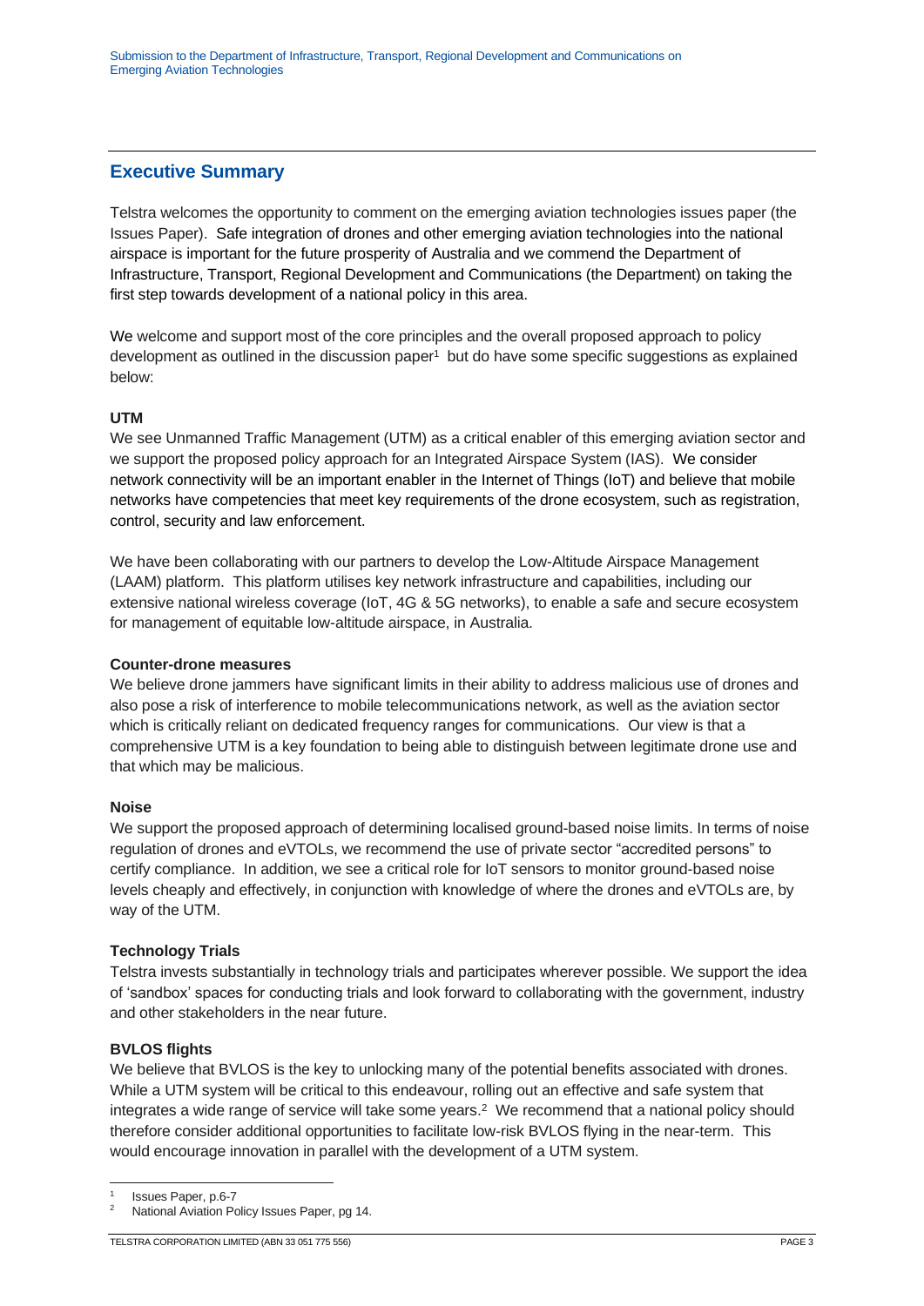## Executive Summary

Telstra welcomes the opportunity to comment on the emerging aviation technologies issues paper (the Issues Paper). Safe integration of drones and other emerging aviation technologies into the national airspace is important for the future prosperity of Australia and we commend the Department of Infrastructure, Transport, Regional Development and Communications (the Department) on taking the first step towards development of a national policy in this area.

We welcome and support most of the core principles and the overall proposed approach to policy development as outlined in the discussion paper[1] but do have some specific suggestions as explained below:

**UTM**

We see Unmanned Traffic Management (UTM) as a critical enabler of this emerging aviation sector and we support the proposed policy approach for an Integrated Airspace System (IAS). We consider network connectivity will be an important enabler in the Internet of Things (IoT) and believe that mobile networks have competencies that meet key requirements of the drone ecosystem, such as registration, control, security and law enforcement.

We have been collaborating with our partners to develop the Low-Altitude Airspace Management (LAAM) platform. This platform utilises key network infrastructure and capabilities, including our extensive national wireless coverage (IoT, 4G & 5G networks), to enable a safe and secure ecosystem for management of equitable low-altitude airspace, in Australia.

**Counter-drone measures**

We believe drone jammers have significant limits in their ability to address malicious use of drones and also pose a risk of interference to mobile telecommunications network, as well as the aviation sector which is critically reliant on dedicated frequency ranges for communications. Our view is that a comprehensive UTM is a key foundation to being able to distinguish between legitimate drone use and that which may be malicious.

**Noise**

We support the proposed approach of determining localised ground-based noise limits. In terms of noise regulation of drones and eVTOLs, we recommend the use of private sector "accredited persons" to certify compliance. In addition, we see a critical role for IoT sensors to monitor ground-based noise levels cheaply and effectively, in conjunction with knowledge of where the drones and eVTOLs are, by way of the UTM.

**Technology Trials**

Telstra invests substantially in technology trials and participates wherever possible. We support the idea of 'sandbox' spaces for conducting trials and look forward to collaborating with the government, industry and other stakeholders in the near future.

**BVLOS flights**

We believe that BVLOS is the key to unlocking many of the potential benefits associated with drones. While a UTM system will be critical to this endeavour, rolling out an effective and safe system that integrates a wide range of service will take some years.[2] We recommend that a national policy should therefore consider additional opportunities to facilitate low-risk BVLOS flying in the near-term. This would encourage innovation in parallel with the development of a UTM system.

---

[1] Issues Paper, p.6-7

[2] National Aviation Policy Issues Paper, pg 14.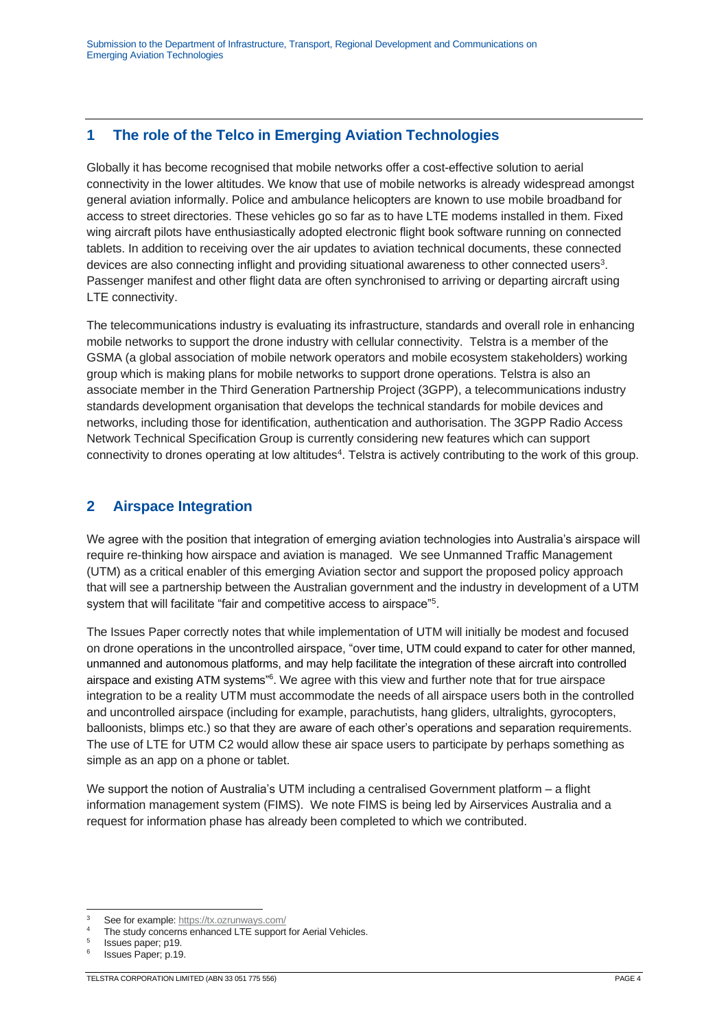## 1 The role of the Telco in Emerging Aviation Technologies

Globally it has become recognised that mobile networks offer a cost-effective solution to aerial connectivity in the lower altitudes. We know that use of mobile networks is already widespread amongst general aviation informally. Police and ambulance helicopters are known to use mobile broadband for access to street directories. These vehicles go so far as to have LTE modems installed in them. Fixed wing aircraft pilots have enthusiastically adopted electronic flight book software running on connected tablets. In addition to receiving over the air updates to aviation technical documents, these connected devices are also connecting inflight and providing situational awareness to other connected users[3]. Passenger manifest and other flight data are often synchronised to arriving or departing aircraft using LTE connectivity.

The telecommunications industry is evaluating its infrastructure, standards and overall role in enhancing mobile networks to support the drone industry with cellular connectivity. Telstra is a member of the GSMA (a global association of mobile network operators and mobile ecosystem stakeholders) working group which is making plans for mobile networks to support drone operations. Telstra is also an associate member in the Third Generation Partnership Project (3GPP), a telecommunications industry standards development organisation that develops the technical standards for mobile devices and networks, including those for identification, authentication and authorisation. The 3GPP Radio Access Network Technical Specification Group is currently considering new features which can support connectivity to drones operating at low altitudes[4]. Telstra is actively contributing to the work of this group.

## 2 Airspace Integration

We agree with the position that integration of emerging aviation technologies into Australia's airspace will require re-thinking how airspace and aviation is managed. We see Unmanned Traffic Management (UTM) as a critical enabler of this emerging Aviation sector and support the proposed policy approach that will see a partnership between the Australian government and the industry in development of a UTM system that will facilitate "fair and competitive access to airspace"[5].

The Issues Paper correctly notes that while implementation of UTM will initially be modest and focused on drone operations in the uncontrolled airspace, "over time, UTM could expand to cater for other manned, unmanned and autonomous platforms, and may help facilitate the integration of these aircraft into controlled airspace and existing ATM systems"[6]. We agree with this view and further note that for true airspace integration to be a reality UTM must accommodate the needs of all airspace users both in the controlled and uncontrolled airspace (including for example, parachutists, hang gliders, ultralights, gyrocopters, balloonists, blimps etc.) so that they are aware of each other's operations and separation requirements. The use of LTE for UTM C2 would allow these air space users to participate by perhaps something as simple as an app on a phone or tablet.

We support the notion of Australia's UTM including a centralised Government platform – a flight information management system (FIMS). We note FIMS is being led by Airservices Australia and a request for information phase has already been completed to which we contributed.

---

[3] See for example: https://tx.ozrunways.com/

[4] The study concerns enhanced LTE support for Aerial Vehicles.

[5] Issues paper; p19.

[6] Issues Paper; p.19.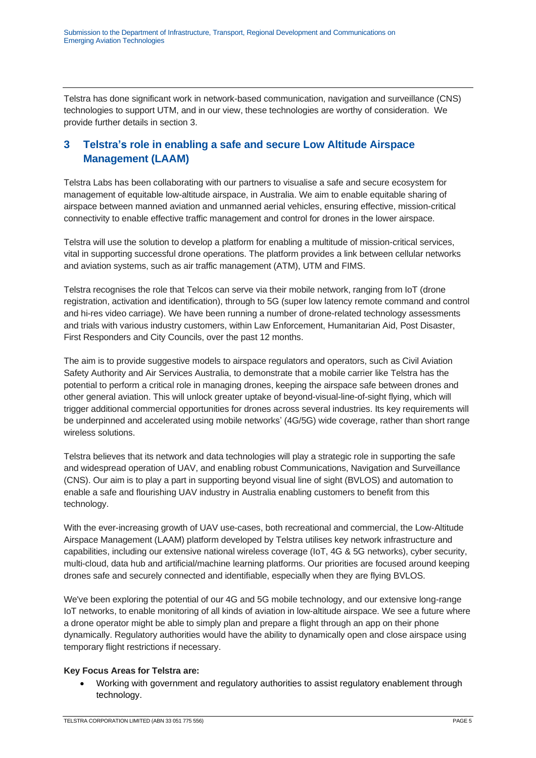Telstra has done significant work in network-based communication, navigation and surveillance (CNS) technologies to support UTM, and in our view, these technologies are worthy of consideration. We provide further details in section 3.

## 3 Telstra's role in enabling a safe and secure Low Altitude Airspace Management (LAAM)

Telstra Labs has been collaborating with our partners to visualise a safe and secure ecosystem for management of equitable low-altitude airspace, in Australia. We aim to enable equitable sharing of airspace between manned aviation and unmanned aerial vehicles, ensuring effective, mission-critical connectivity to enable effective traffic management and control for drones in the lower airspace.

Telstra will use the solution to develop a platform for enabling a multitude of mission-critical services, vital in supporting successful drone operations. The platform provides a link between cellular networks and aviation systems, such as air traffic management (ATM), UTM and FIMS.

Telstra recognises the role that Telcos can serve via their mobile network, ranging from IoT (drone registration, activation and identification), through to 5G (super low latency remote command and control and hi-res video carriage). We have been running a number of drone-related technology assessments and trials with various industry customers, within Law Enforcement, Humanitarian Aid, Post Disaster, First Responders and City Councils, over the past 12 months.

The aim is to provide suggestive models to airspace regulators and operators, such as Civil Aviation Safety Authority and Air Services Australia, to demonstrate that a mobile carrier like Telstra has the potential to perform a critical role in managing drones, keeping the airspace safe between drones and other general aviation. This will unlock greater uptake of beyond-visual-line-of-sight flying, which will trigger additional commercial opportunities for drones across several industries. Its key requirements will be underpinned and accelerated using mobile networks' (4G/5G) wide coverage, rather than short range wireless solutions.

Telstra believes that its network and data technologies will play a strategic role in supporting the safe and widespread operation of UAV, and enabling robust Communications, Navigation and Surveillance (CNS). Our aim is to play a part in supporting beyond visual line of sight (BVLOS) and automation to enable a safe and flourishing UAV industry in Australia enabling customers to benefit from this technology.

With the ever-increasing growth of UAV use-cases, both recreational and commercial, the Low-Altitude Airspace Management (LAAM) platform developed by Telstra utilises key network infrastructure and capabilities, including our extensive national wireless coverage (IoT, 4G & 5G networks), cyber security, multi-cloud, data hub and artificial/machine learning platforms. Our priorities are focused around keeping drones safe and securely connected and identifiable, especially when they are flying BVLOS.

We've been exploring the potential of our 4G and 5G mobile technology, and our extensive long-range IoT networks, to enable monitoring of all kinds of aviation in low-altitude airspace. We see a future where a drone operator might be able to simply plan and prepare a flight through an app on their phone dynamically. Regulatory authorities would have the ability to dynamically open and close airspace using temporary flight restrictions if necessary.

**Key Focus Areas for Telstra are:**

- Working with government and regulatory authorities to assist regulatory enablement through technology.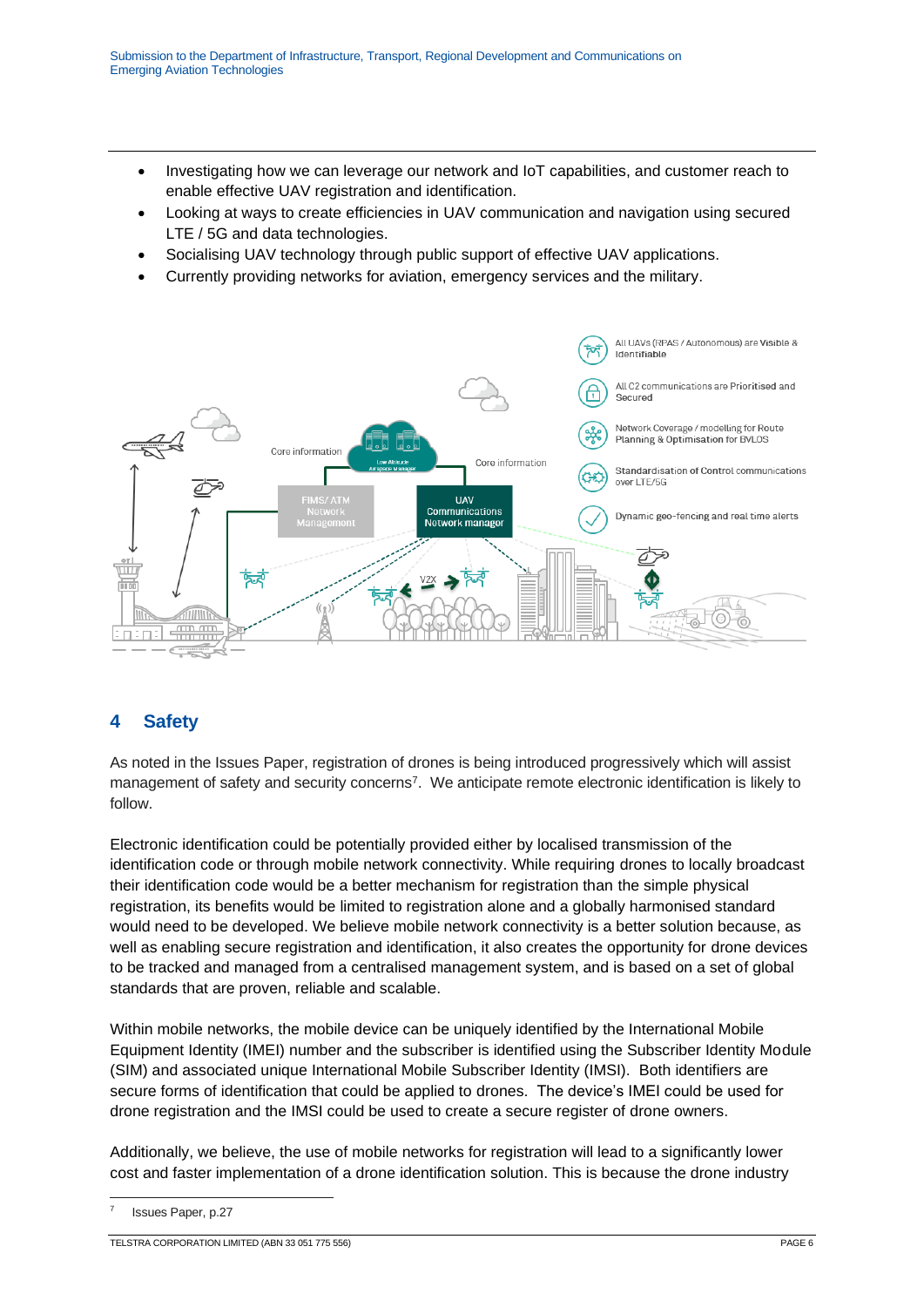- Investigating how we can leverage our network and IoT capabilities, and customer reach to enable effective UAV registration and identification.
- Looking at ways to create efficiencies in UAV communication and navigation using secured LTE / 5G and data technologies.
- Socialising UAV technology through public support of effective UAV applications.
- Currently providing networks for aviation, emergency services and the military.

## 4 Safety

As noted in the Issues Paper, registration of drones is being introduced progressively which will assist management of safety and security concerns[7]. We anticipate remote electronic identification is likely to follow.

Electronic identification could be potentially provided either by localised transmission of the identification code or through mobile network connectivity. While requiring drones to locally broadcast their identification code would be a better mechanism for registration than the simple physical registration, its benefits would be limited to registration alone and a globally harmonised standard would need to be developed. We believe mobile network connectivity is a better solution because, as well as enabling secure registration and identification, it also creates the opportunity for drone devices to be tracked and managed from a centralised management system, and is based on a set of global standards that are proven, reliable and scalable.

Within mobile networks, the mobile device can be uniquely identified by the International Mobile Equipment Identity (IMEI) number and the subscriber is identified using the Subscriber Identity Module (SIM) and associated unique International Mobile Subscriber Identity (IMSI). Both identifiers are secure forms of identification that could be applied to drones. The device's IMEI could be used for drone registration and the IMSI could be used to create a secure register of drone owners.

Additionally, we believe, the use of mobile networks for registration will lead to a significantly lower cost and faster implementation of a drone identification solution. This is because the drone industry

[7] Issues Paper, p.27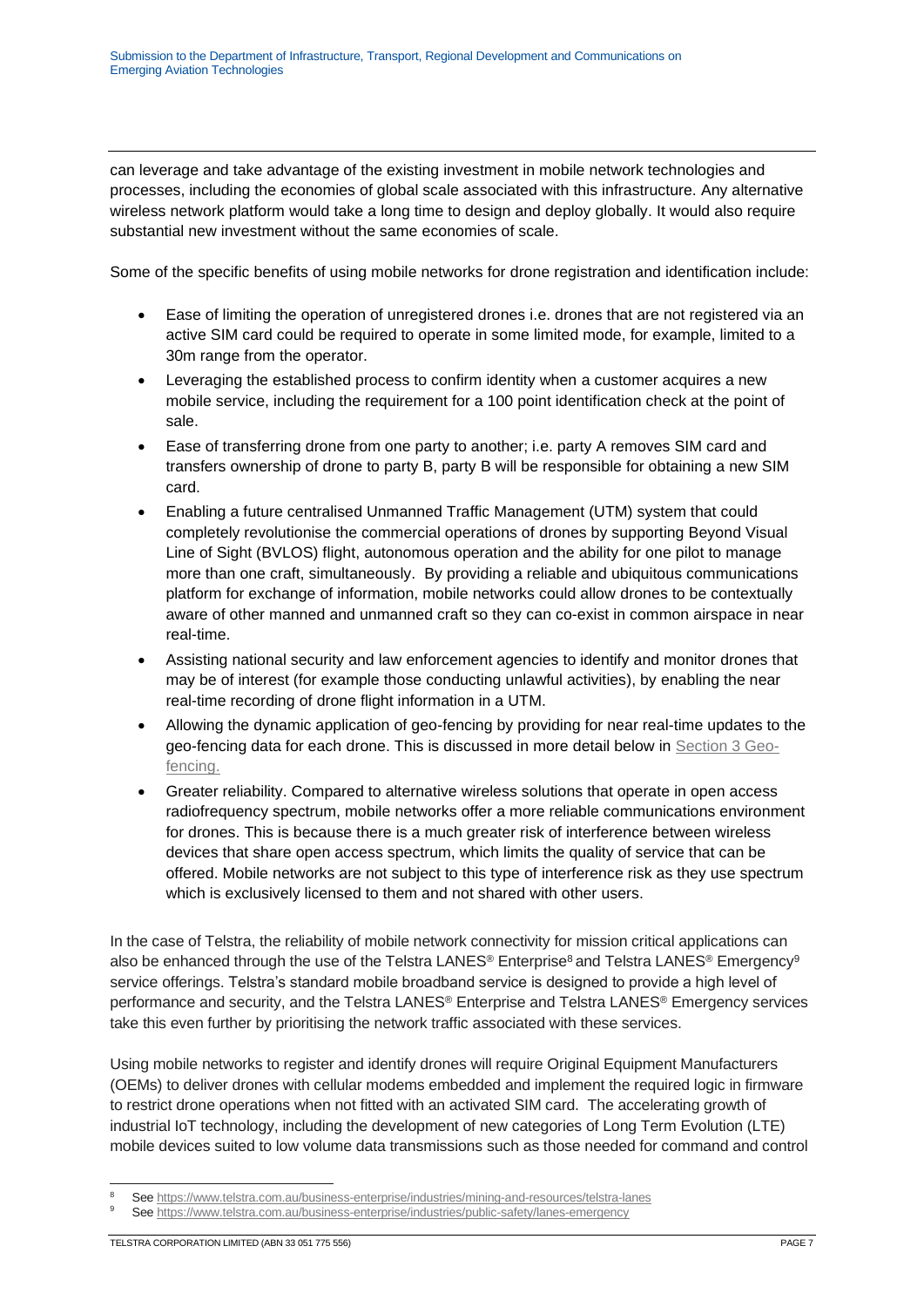can leverage and take advantage of the existing investment in mobile network technologies and processes, including the economies of global scale associated with this infrastructure. Any alternative wireless network platform would take a long time to design and deploy globally. It would also require substantial new investment without the same economies of scale.

Some of the specific benefits of using mobile networks for drone registration and identification include:

- Ease of limiting the operation of unregistered drones i.e. drones that are not registered via an active SIM card could be required to operate in some limited mode, for example, limited to a 30m range from the operator.
- Leveraging the established process to confirm identity when a customer acquires a new mobile service, including the requirement for a 100 point identification check at the point of sale.
- Ease of transferring drone from one party to another; i.e. party A removes SIM card and transfers ownership of drone to party B, party B will be responsible for obtaining a new SIM card.
- Enabling a future centralised Unmanned Traffic Management (UTM) system that could completely revolutionise the commercial operations of drones by supporting Beyond Visual Line of Sight (BVLOS) flight, autonomous operation and the ability for one pilot to manage more than one craft, simultaneously. By providing a reliable and ubiquitous communications platform for exchange of information, mobile networks could allow drones to be contextually aware of other manned and unmanned craft so they can co-exist in common airspace in near real-time.
- Assisting national security and law enforcement agencies to identify and monitor drones that may be of interest (for example those conducting unlawful activities), by enabling the near real-time recording of drone flight information in a UTM.
- Allowing the dynamic application of geo-fencing by providing for near real-time updates to the geo-fencing data for each drone. This is discussed in more detail below in Section 3 Geo-fencing.
- Greater reliability. Compared to alternative wireless solutions that operate in open access radiofrequency spectrum, mobile networks offer a more reliable communications environment for drones. This is because there is a much greater risk of interference between wireless devices that share open access spectrum, which limits the quality of service that can be offered. Mobile networks are not subject to this type of interference risk as they use spectrum which is exclusively licensed to them and not shared with other users.

In the case of Telstra, the reliability of mobile network connectivity for mission critical applications can also be enhanced through the use of the Telstra LANES® Enterprise[8] and Telstra LANES® Emergency[9] service offerings. Telstra's standard mobile broadband service is designed to provide a high level of performance and security, and the Telstra LANES® Enterprise and Telstra LANES® Emergency services take this even further by prioritising the network traffic associated with these services.

Using mobile networks to register and identify drones will require Original Equipment Manufacturers (OEMs) to deliver drones with cellular modems embedded and implement the required logic in firmware to restrict drone operations when not fitted with an activated SIM card. The accelerating growth of industrial IoT technology, including the development of new categories of Long Term Evolution (LTE) mobile devices suited to low volume data transmissions such as those needed for command and control

---

[8] See https://www.telstra.com.au/business-enterprise/industries/mining-and-resources/telstra-lanes

[9] See https://www.telstra.com.au/business-enterprise/industries/public-safety/lanes-emergency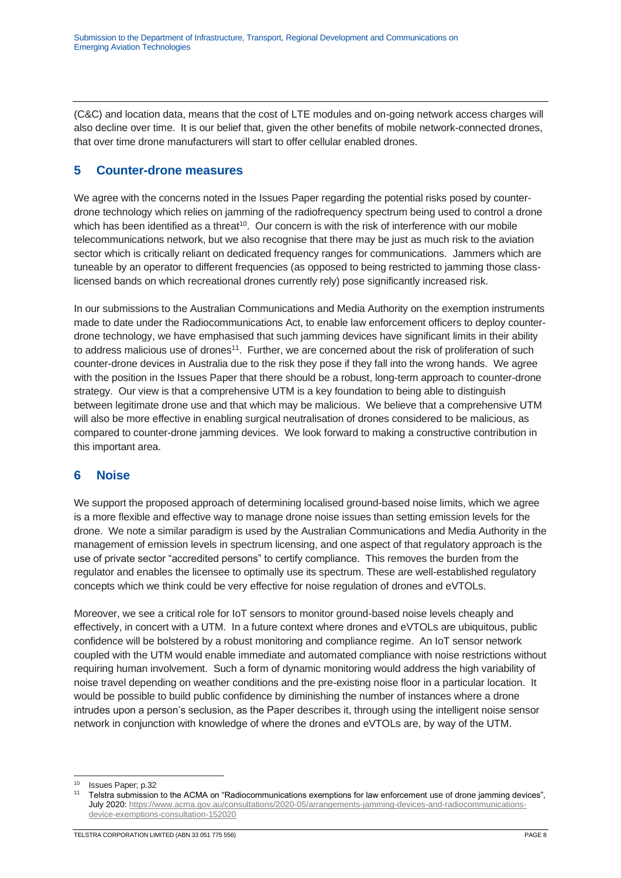(C&C) and location data, means that the cost of LTE modules and on-going network access charges will also decline over time. It is our belief that, given the other benefits of mobile network-connected drones, that over time drone manufacturers will start to offer cellular enabled drones.

## 5 Counter-drone measures

We agree with the concerns noted in the Issues Paper regarding the potential risks posed by counter-drone technology which relies on jamming of the radiofrequency spectrum being used to control a drone which has been identified as a threat[10]. Our concern is with the risk of interference with our mobile telecommunications network, but we also recognise that there may be just as much risk to the aviation sector which is critically reliant on dedicated frequency ranges for communications. Jammers which are tuneable by an operator to different frequencies (as opposed to being restricted to jamming those class-licensed bands on which recreational drones currently rely) pose significantly increased risk.

In our submissions to the Australian Communications and Media Authority on the exemption instruments made to date under the Radiocommunications Act, to enable law enforcement officers to deploy counter-drone technology, we have emphasised that such jamming devices have significant limits in their ability to address malicious use of drones[11]. Further, we are concerned about the risk of proliferation of such counter-drone devices in Australia due to the risk they pose if they fall into the wrong hands. We agree with the position in the Issues Paper that there should be a robust, long-term approach to counter-drone strategy. Our view is that a comprehensive UTM is a key foundation to being able to distinguish between legitimate drone use and that which may be malicious. We believe that a comprehensive UTM will also be more effective in enabling surgical neutralisation of drones considered to be malicious, as compared to counter-drone jamming devices. We look forward to making a constructive contribution in this important area.

## 6 Noise

We support the proposed approach of determining localised ground-based noise limits, which we agree is a more flexible and effective way to manage drone noise issues than setting emission levels for the drone. We note a similar paradigm is used by the Australian Communications and Media Authority in the management of emission levels in spectrum licensing, and one aspect of that regulatory approach is the use of private sector "accredited persons" to certify compliance. This removes the burden from the regulator and enables the licensee to optimally use its spectrum. These are well-established regulatory concepts which we think could be very effective for noise regulation of drones and eVTOLs.

Moreover, we see a critical role for IoT sensors to monitor ground-based noise levels cheaply and effectively, in concert with a UTM. In a future context where drones and eVTOLs are ubiquitous, public confidence will be bolstered by a robust monitoring and compliance regime. An IoT sensor network coupled with the UTM would enable immediate and automated compliance with noise restrictions without requiring human involvement. Such a form of dynamic monitoring would address the high variability of noise travel depending on weather conditions and the pre-existing noise floor in a particular location. It would be possible to build public confidence by diminishing the number of instances where a drone intrudes upon a person's seclusion, as the Paper describes it, through using the intelligent noise sensor network in conjunction with knowledge of where the drones and eVTOLs are, by way of the UTM.

---

[10] Issues Paper; p.32

[11] Telstra submission to the ACMA on "Radiocommunications exemptions for law enforcement use of drone jamming devices", July 2020: https://www.acma.gov.au/consultations/2020-05/arrangements-jamming-devices-and-radiocommunications-device-exemptions-consultation-152020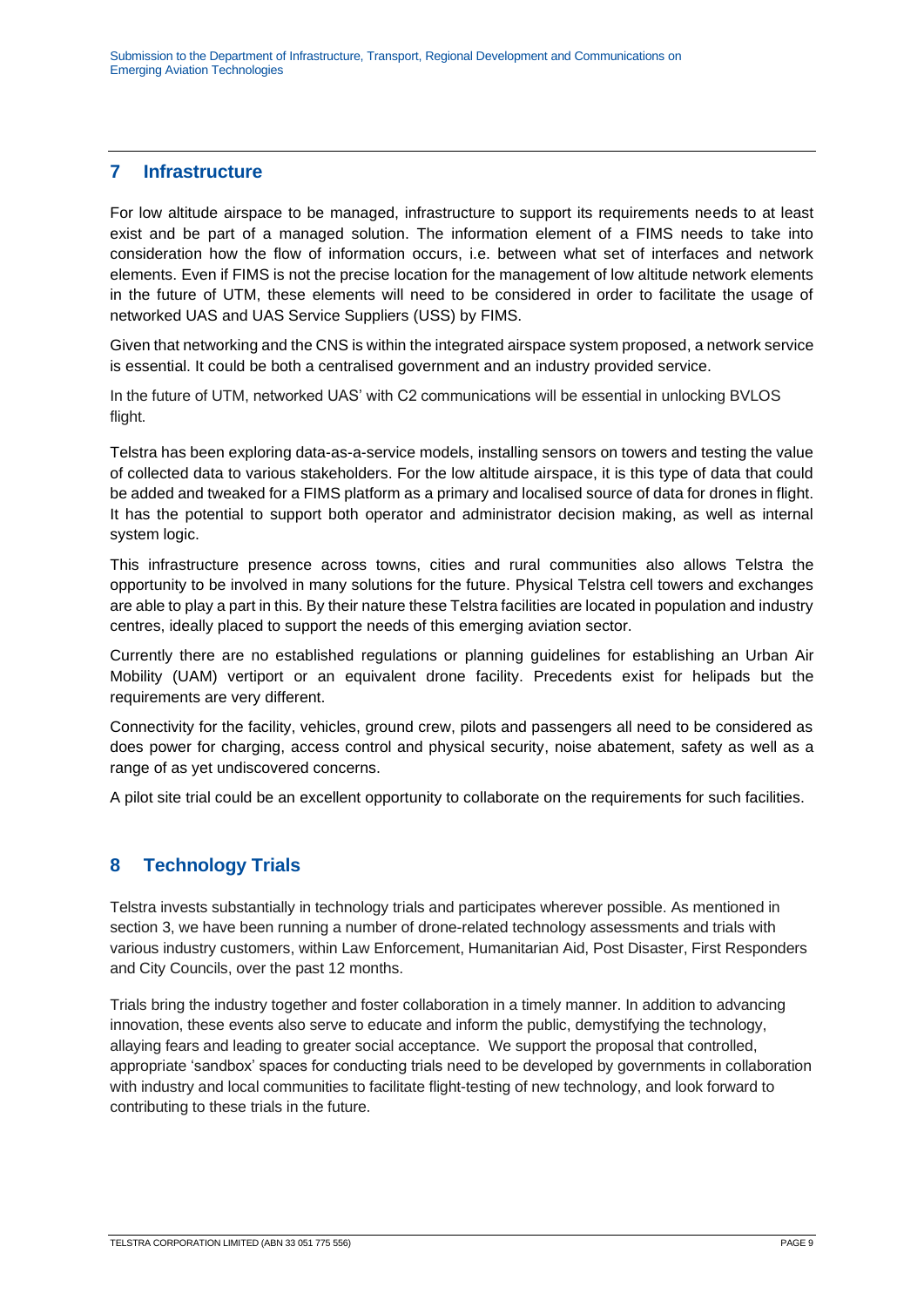## 7 Infrastructure

For low altitude airspace to be managed, infrastructure to support its requirements needs to at least exist and be part of a managed solution. The information element of a FIMS needs to take into consideration how the flow of information occurs, i.e. between what set of interfaces and network elements. Even if FIMS is not the precise location for the management of low altitude network elements in the future of UTM, these elements will need to be considered in order to facilitate the usage of networked UAS and UAS Service Suppliers (USS) by FIMS.

Given that networking and the CNS is within the integrated airspace system proposed, a network service is essential. It could be both a centralised government and an industry provided service.

In the future of UTM, networked UAS' with C2 communications will be essential in unlocking BVLOS flight.

Telstra has been exploring data-as-a-service models, installing sensors on towers and testing the value of collected data to various stakeholders. For the low altitude airspace, it is this type of data that could be added and tweaked for a FIMS platform as a primary and localised source of data for drones in flight. It has the potential to support both operator and administrator decision making, as well as internal system logic.

This infrastructure presence across towns, cities and rural communities also allows Telstra the opportunity to be involved in many solutions for the future. Physical Telstra cell towers and exchanges are able to play a part in this. By their nature these Telstra facilities are located in population and industry centres, ideally placed to support the needs of this emerging aviation sector.

Currently there are no established regulations or planning guidelines for establishing an Urban Air Mobility (UAM) vertiport or an equivalent drone facility. Precedents exist for helipads but the requirements are very different.

Connectivity for the facility, vehicles, ground crew, pilots and passengers all need to be considered as does power for charging, access control and physical security, noise abatement, safety as well as a range of as yet undiscovered concerns.

A pilot site trial could be an excellent opportunity to collaborate on the requirements for such facilities.

## 8 Technology Trials

Telstra invests substantially in technology trials and participates wherever possible. As mentioned in section 3, we have been running a number of drone-related technology assessments and trials with various industry customers, within Law Enforcement, Humanitarian Aid, Post Disaster, First Responders and City Councils, over the past 12 months.

Trials bring the industry together and foster collaboration in a timely manner. In addition to advancing innovation, these events also serve to educate and inform the public, demystifying the technology, allaying fears and leading to greater social acceptance. We support the proposal that controlled, appropriate 'sandbox' spaces for conducting trials need to be developed by governments in collaboration with industry and local communities to facilitate flight-testing of new technology, and look forward to contributing to these trials in the future.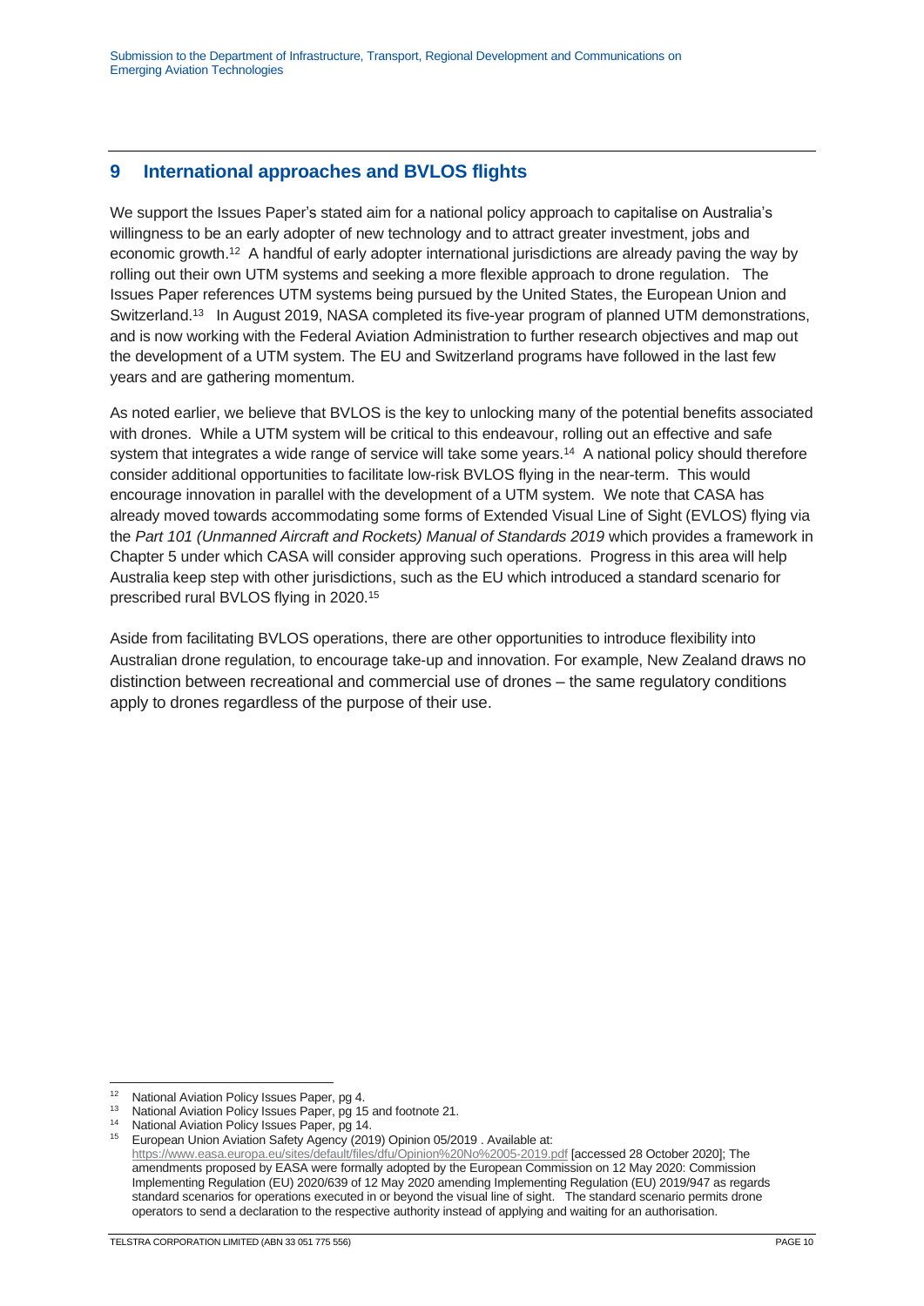## 9 International approaches and BVLOS flights

We support the Issues Paper's stated aim for a national policy approach to capitalise on Australia's willingness to be an early adopter of new technology and to attract greater investment, jobs and economic growth.[12] A handful of early adopter international jurisdictions are already paving the way by rolling out their own UTM systems and seeking a more flexible approach to drone regulation. The Issues Paper references UTM systems being pursued by the United States, the European Union and Switzerland.[13] In August 2019, NASA completed its five-year program of planned UTM demonstrations, and is now working with the Federal Aviation Administration to further research objectives and map out the development of a UTM system. The EU and Switzerland programs have followed in the last few years and are gathering momentum.

As noted earlier, we believe that BVLOS is the key to unlocking many of the potential benefits associated with drones. While a UTM system will be critical to this endeavour, rolling out an effective and safe system that integrates a wide range of service will take some years.[14] A national policy should therefore consider additional opportunities to facilitate low-risk BVLOS flying in the near-term. This would encourage innovation in parallel with the development of a UTM system. We note that CASA has already moved towards accommodating some forms of Extended Visual Line of Sight (EVLOS) flying via the *Part 101 (Unmanned Aircraft and Rockets) Manual of Standards 2019* which provides a framework in Chapter 5 under which CASA will consider approving such operations. Progress in this area will help Australia keep step with other jurisdictions, such as the EU which introduced a standard scenario for prescribed rural BVLOS flying in 2020.[15]

Aside from facilitating BVLOS operations, there are other opportunities to introduce flexibility into Australian drone regulation, to encourage take-up and innovation. For example, New Zealand draws no distinction between recreational and commercial use of drones – the same regulatory conditions apply to drones regardless of the purpose of their use.

---

[12] National Aviation Policy Issues Paper, pg 4.

[13] National Aviation Policy Issues Paper, pg 15 and footnote 21.

[14] National Aviation Policy Issues Paper, pg 14.

[15] European Union Aviation Safety Agency (2019) Opinion 05/2019 . Available at: https://www.easa.europa.eu/sites/default/files/dfu/Opinion%20No%2005-2019.pdf [accessed 28 October 2020]; The amendments proposed by EASA were formally adopted by the European Commission on 12 May 2020: Commission Implementing Regulation (EU) 2020/639 of 12 May 2020 amending Implementing Regulation (EU) 2019/947 as regards standard scenarios for operations executed in or beyond the visual line of sight. The standard scenario permits drone operators to send a declaration to the respective authority instead of applying and waiting for an authorisation.